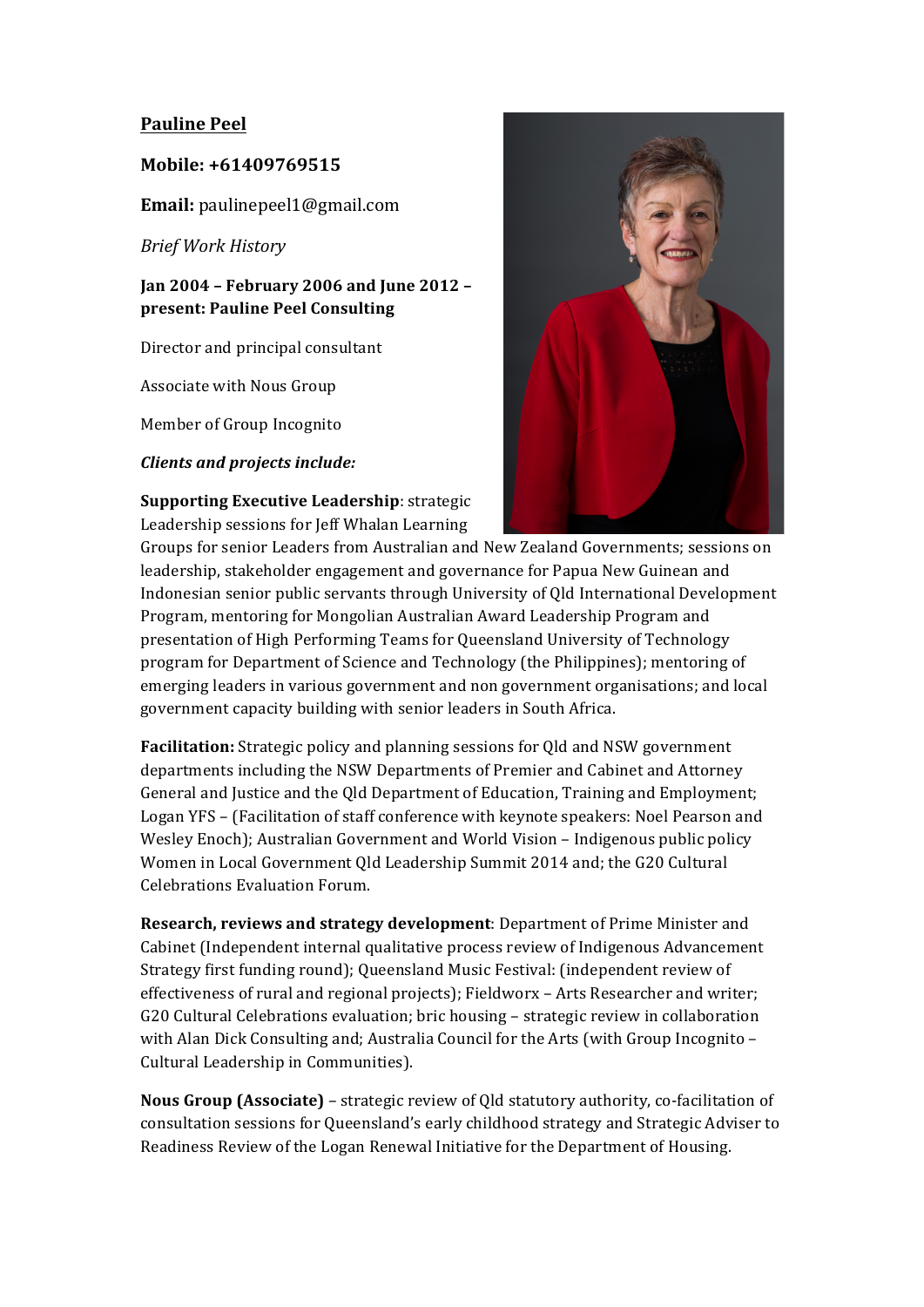**Pauline Peel**

**Mobile: +61409769515**

**Email:** paulinepeel1@gmail.com

*Brief Work History*

**Jan 2004 – February 2006 and June 2012 – present: Pauline Peel Consulting**

Director and principal consultant

Associate with Nous Group

Member of Group Incognito

***Clients and projects include:***

**Supporting Executive Leadership**: strategic Leadership sessions for Jeff Whalan Learning Groups for senior Leaders from Australian and New Zealand Governments; sessions on leadership, stakeholder engagement and governance for Papua New Guinean and Indonesian senior public servants through University of Qld International Development Program, mentoring for Mongolian Australian Award Leadership Program and presentation of High Performing Teams for Queensland University of Technology program for Department of Science and Technology (the Philippines); mentoring of emerging leaders in various government and non government organisations; and local government capacity building with senior leaders in South Africa.

**Facilitation:** Strategic policy and planning sessions for Qld and NSW government departments including the NSW Departments of Premier and Cabinet and Attorney General and Justice and the Qld Department of Education, Training and Employment; Logan YFS – (Facilitation of staff conference with keynote speakers: Noel Pearson and Wesley Enoch); Australian Government and World Vision – Indigenous public policy Women in Local Government Qld Leadership Summit 2014 and; the G20 Cultural Celebrations Evaluation Forum.

**Research, reviews and strategy development**: Department of Prime Minister and Cabinet (Independent internal qualitative process review of Indigenous Advancement Strategy first funding round); Queensland Music Festival: (independent review of effectiveness of rural and regional projects); Fieldworx – Arts Researcher and writer; G20 Cultural Celebrations evaluation; bric housing – strategic review in collaboration with Alan Dick Consulting and; Australia Council for the Arts (with Group Incognito – Cultural Leadership in Communities).

**Nous Group (Associate)** – strategic review of Qld statutory authority, co-facilitation of consultation sessions for Queensland's early childhood strategy and Strategic Adviser to Readiness Review of the Logan Renewal Initiative for the Department of Housing.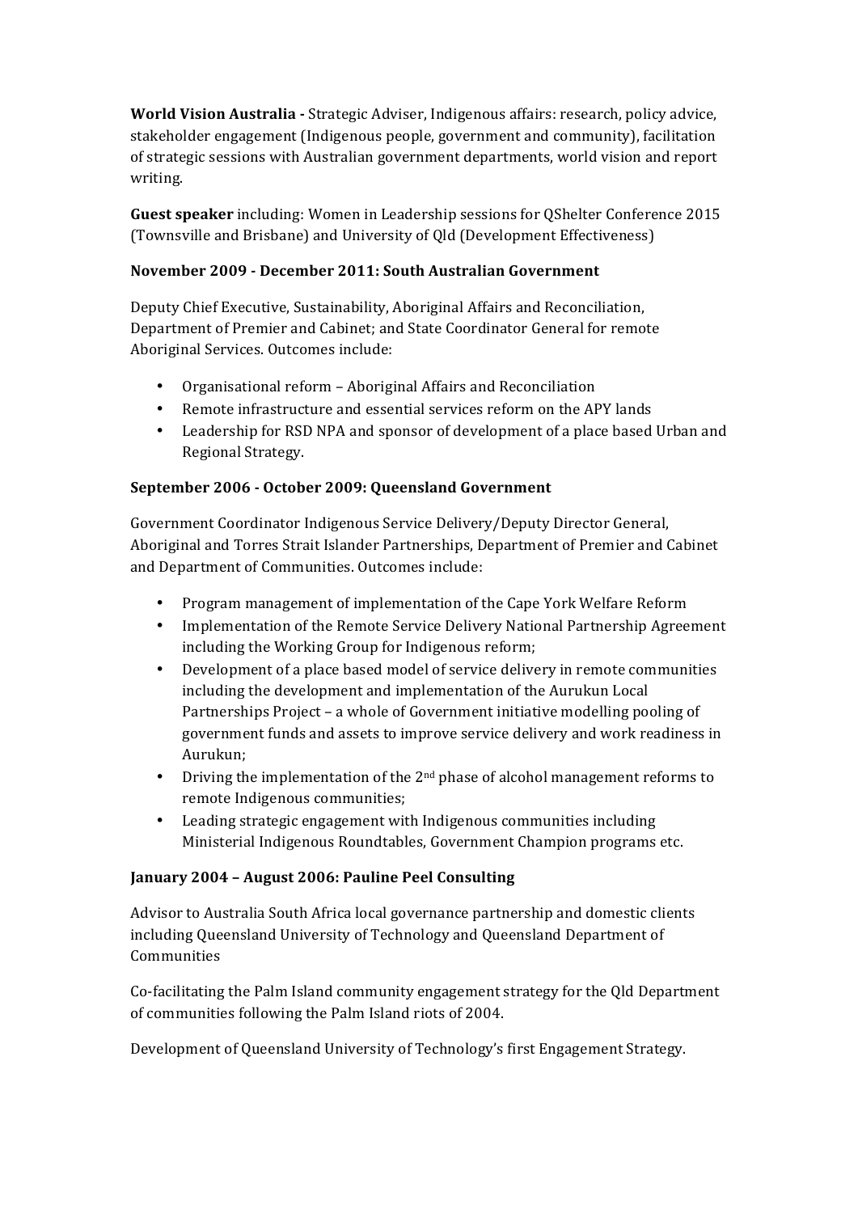**World Vision Australia -** Strategic Adviser, Indigenous affairs: research, policy advice, stakeholder engagement (Indigenous people, government and community), facilitation of strategic sessions with Australian government departments, world vision and report writing.

**Guest speaker** including: Women in Leadership sessions for QShelter Conference 2015 (Townsville and Brisbane) and University of Qld (Development Effectiveness)

**November 2009 - December 2011: South Australian Government**

Deputy Chief Executive, Sustainability, Aboriginal Affairs and Reconciliation, Department of Premier and Cabinet; and State Coordinator General for remote Aboriginal Services. Outcomes include:

- Organisational reform – Aboriginal Affairs and Reconciliation
- Remote infrastructure and essential services reform on the APY lands
- Leadership for RSD NPA and sponsor of development of a place based Urban and Regional Strategy.

**September 2006 - October 2009: Queensland Government**

Government Coordinator Indigenous Service Delivery/Deputy Director General, Aboriginal and Torres Strait Islander Partnerships, Department of Premier and Cabinet and Department of Communities. Outcomes include:

- Program management of implementation of the Cape York Welfare Reform
- Implementation of the Remote Service Delivery National Partnership Agreement including the Working Group for Indigenous reform;
- Development of a place based model of service delivery in remote communities including the development and implementation of the Aurukun Local Partnerships Project – a whole of Government initiative modelling pooling of government funds and assets to improve service delivery and work readiness in Aurukun;
- Driving the implementation of the 2nd phase of alcohol management reforms to remote Indigenous communities;
- Leading strategic engagement with Indigenous communities including Ministerial Indigenous Roundtables, Government Champion programs etc.

**January 2004 – August 2006: Pauline Peel Consulting**

Advisor to Australia South Africa local governance partnership and domestic clients including Queensland University of Technology and Queensland Department of Communities

Co-facilitating the Palm Island community engagement strategy for the Qld Department of communities following the Palm Island riots of 2004.

Development of Queensland University of Technology's first Engagement Strategy.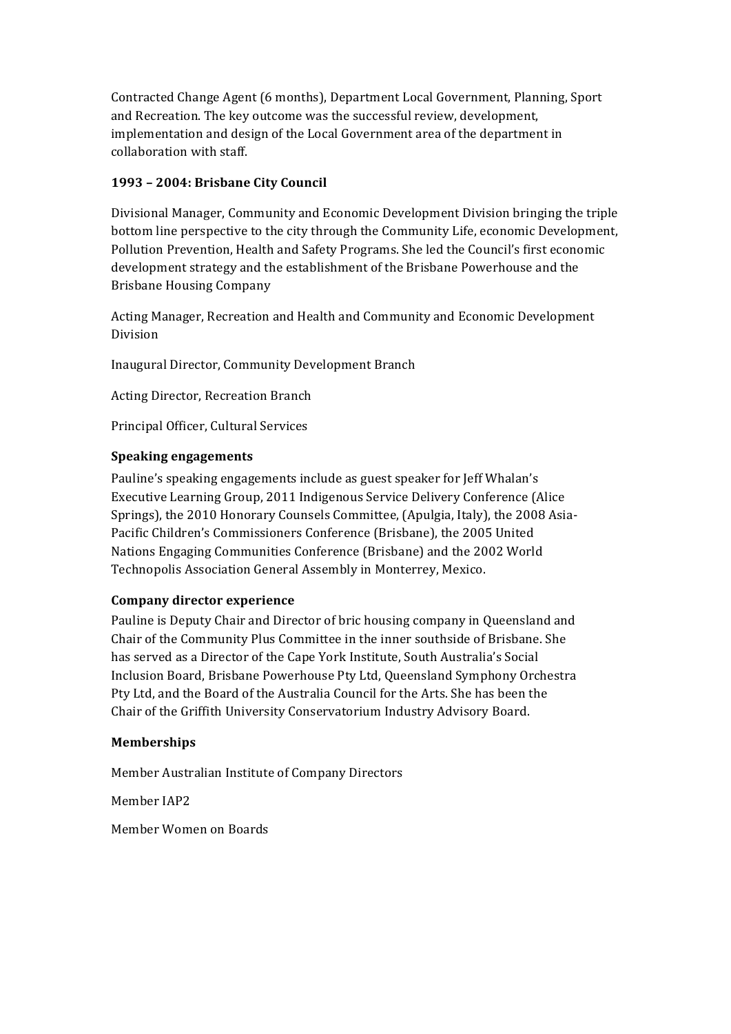Contracted Change Agent (6 months), Department Local Government, Planning, Sport and Recreation. The key outcome was the successful review, development, implementation and design of the Local Government area of the department in collaboration with staff.

**1993 – 2004: Brisbane City Council**

Divisional Manager, Community and Economic Development Division bringing the triple bottom line perspective to the city through the Community Life, economic Development, Pollution Prevention, Health and Safety Programs. She led the Council's first economic development strategy and the establishment of the Brisbane Powerhouse and the Brisbane Housing Company

Acting Manager, Recreation and Health and Community and Economic Development Division

Inaugural Director, Community Development Branch

Acting Director, Recreation Branch

Principal Officer, Cultural Services

**Speaking engagements**

Pauline's speaking engagements include as guest speaker for Jeff Whalan's Executive Learning Group, 2011 Indigenous Service Delivery Conference (Alice Springs), the 2010 Honorary Counsels Committee, (Apulgia, Italy), the 2008 Asia-Pacific Children's Commissioners Conference (Brisbane), the 2005 United Nations Engaging Communities Conference (Brisbane) and the 2002 World Technopolis Association General Assembly in Monterrey, Mexico.

**Company director experience**

Pauline is Deputy Chair and Director of bric housing company in Queensland and Chair of the Community Plus Committee in the inner southside of Brisbane. She has served as a Director of the Cape York Institute, South Australia's Social Inclusion Board, Brisbane Powerhouse Pty Ltd, Queensland Symphony Orchestra Pty Ltd, and the Board of the Australia Council for the Arts. She has been the Chair of the Griffith University Conservatorium Industry Advisory Board.

**Memberships**

Member Australian Institute of Company Directors

Member IAP2

Member Women on Boards